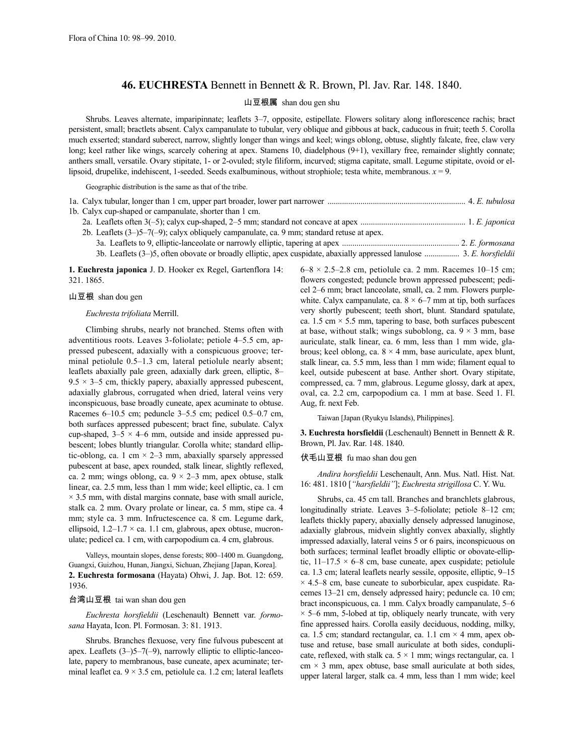# 46. EUCHRESTA Bennett in Bennett & R. Brown, Pl. Jav. Rar. 148. 1840.

山豆根属 shan dou gen shu

Shrubs. Leaves alternate, imparipinnate; leaflets 3–7, opposite, estipellate. Flowers solitary along inflorescence rachis; bract persistent, small; bractlets absent. Calyx campanulate to tubular, very oblique and gibbous at back, caducous in fruit; teeth 5. Corolla much exserted; standard suberect, narrow, slightly longer than wings and keel; wings oblong, obtuse, slightly falcate, free, claw very long; keel rather like wings, scarcely cohering at apex. Stamens 10, diadelphous (9+1), vexillary free, remainder slightly connate; anthers small, versatile. Ovary stipitate, 1- or 2-ovuled; style filiform, incurved; stigma capitate, small. Legume stipitate, ovoid or ellipsoid, drupelike, indehiscent, 1-seeded. Seeds exalbuminous, without strophiole; testa white, membranous. $x = 9$.

Geographic distribution is the same as that of the tribe.

1a. Calyx tubular, longer than 1 cm, upper part broader, lower part narrower .................. 4. *E. tubulosa*
1b. Calyx cup-shaped or campanulate, shorter than 1 cm.
  2a. Leaflets often 3(–5); calyx cup-shaped, 2–5 mm; standard not concave at apex .................. 1. *E. japonica*
  2b. Leaflets (3–)5–7(–9); calyx obliquely campanulate, ca. 9 mm; standard retuse at apex.
    3a. Leaflets to 9, elliptic-lanceolate or narrowly elliptic, tapering at apex .................. 2. *E. formosana*
    3b. Leaflets (3–)5, often obovate or broadly elliptic, apex cuspidate, abaxially appressed lanulose .................. 3. *E. horsfieldii*

**1. Euchresta japonica** J. D. Hooker ex Regel, Gartenflora 14: 321. 1865.

山豆根 shan dou gen

*Euchresta trifoliata* Merrill.

Climbing shrubs, nearly not branched. Stems often with adventitious roots. Leaves 3-foliolate; petiole 4–5.5 cm, appressed pubescent, adaxially with a conspicuous groove; terminal petiolule 0.5–1.3 cm, lateral petiolule nearly absent; leaflets abaxially pale green, adaxially dark green, elliptic, 8–9.5 × 3–5 cm, thickly papery, abaxially appressed pubescent, adaxially glabrous, corrugated when dried, lateral veins very inconspicuous, base broadly cuneate, apex acuminate to obtuse. Racemes 6–10.5 cm; peduncle 3–5.5 cm; pedicel 0.5–0.7 cm, both surfaces appressed pubescent; bract fine, subulate. Calyx cup-shaped, 3–5 × 4–6 mm, outside and inside appressed pubescent; lobes bluntly triangular. Corolla white; standard elliptic-oblong, ca. 1 cm × 2–3 mm, abaxially sparsely appressed pubescent at base, apex rounded, stalk linear, slightly reflexed, ca. 2 mm; wings oblong, ca. 9 × 2–3 mm, apex obtuse, stalk linear, ca. 2.5 mm, less than 1 mm wide; keel elliptic, ca. 1 cm × 3.5 mm, with distal margins connate, base with small auricle, stalk ca. 2 mm. Ovary prolate or linear, ca. 5 mm, stipe ca. 4 mm; style ca. 3 mm. Infructescence ca. 8 cm. Legume dark, ellipsoid, 1.2–1.7 × ca. 1.1 cm, glabrous, apex obtuse, mucronulate; pedicel ca. 1 cm, with carpopodium ca. 4 cm, glabrous.

Valleys, mountain slopes, dense forests; 800–1400 m. Guangdong, Guangxi, Guizhou, Hunan, Jiangxi, Sichuan, Zhejiang [Japan, Korea].

**2. Euchresta formosana** (Hayata) Ohwi, J. Jap. Bot. 12: 659. 1936.

台湾山豆根 tai wan shan dou gen

*Euchresta horsfieldii* (Leschenault) Bennett var. *formosana* Hayata, Icon. Pl. Formosan. 3: 81. 1913.

Shrubs. Branches flexuose, very fine fulvous pubescent at apex. Leaflets (3–)5–7(–9), narrowly elliptic to elliptic-lanceolate, papery to membranous, base cuneate, apex acuminate; terminal leaflet ca. 9 × 3.5 cm, petiolule ca. 1.2 cm; lateral leaflets 6–8 × 2.5–2.8 cm, petiolule ca. 2 mm. Racemes 10–15 cm; flowers congested; peduncle brown appressed pubescent; pedicel 2–6 mm; bract lanceolate, small, ca. 2 mm. Flowers purple-white. Calyx campanulate, ca. 8 × 6–7 mm at tip, both surfaces very shortly pubescent; teeth short, blunt. Standard spatulate, ca. 1.5 cm × 5.5 mm, tapering to base, both surfaces pubescent at base, without stalk; wings suboblong, ca. 9 × 3 mm, base auriculate, stalk linear, ca. 6 mm, less than 1 mm wide, glabrous; keel oblong, ca. 8 × 4 mm, base auriculate, apex blunt, stalk linear, ca. 5.5 mm, less than 1 mm wide; filament equal to keel, outside pubescent at base. Anther short. Ovary stipitate, compressed, ca. 7 mm, glabrous. Legume glossy, dark at apex, oval, ca. 2.2 cm, carpopodium ca. 1 mm at base. Seed 1. Fl. Aug, fr. next Feb.

Taiwan [Japan (Ryukyu Islands), Philippines].

**3. Euchresta horsfieldii** (Leschenault) Bennett in Bennett & R. Brown, Pl. Jav. Rar. 148. 1840.

伏毛山豆根 fu mao shan dou gen

*Andira horsfieldii* Leschenault, Ann. Mus. Natl. Hist. Nat. 16: 481. 1810 [*"harsfieldii"*]; *Euchresta strigillosa* C. Y. Wu.

Shrubs, ca. 45 cm tall. Branches and branchlets glabrous, longitudinally striate. Leaves 3–5-foliolate; petiole 8–12 cm; leaflets thickly papery, abaxially densely adpressed lanuginose, adaxially glabrous, midvein slightly convex abaxially, slightly impressed adaxially, lateral veins 5 or 6 pairs, inconspicuous on both surfaces; terminal leaflet broadly elliptic or obovate-elliptic, 11–17.5 × 6–8 cm, base cuneate, apex cuspidate; petiolule ca. 1.3 cm; lateral leaflets nearly sessile, opposite, elliptic, 9–15 × 4.5–8 cm, base cuneate to suborbicular, apex cuspidate. Racemes 13–21 cm, densely adpressed hairy; peduncle ca. 10 cm; bract inconspicuous, ca. 1 mm. Calyx broadly campanulate, 5–6 × 5–6 mm, 5-lobed at tip, obliquely nearly truncate, with very fine appressed hairs. Corolla easily deciduous, nodding, milky, ca. 1.5 cm; standard rectangular, ca. 1.1 cm × 4 mm, apex obtuse and retuse, base small auriculate at both sides, conduplicate, reflexed, with stalk ca. 5 × 1 mm; wings rectangular, ca. 1 cm × 3 mm, apex obtuse, base small auriculate at both sides, upper lateral larger, stalk ca. 4 mm, less than 1 mm wide; keel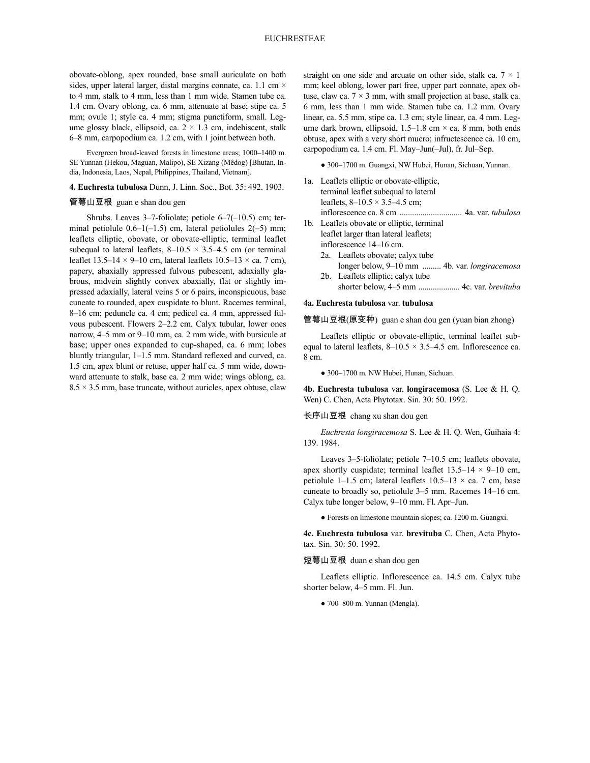obovate-oblong, apex rounded, base small auriculate on both sides, upper lateral larger, distal margins connate, ca. 1.1 cm × to 4 mm, stalk to 4 mm, less than 1 mm wide. Stamen tube ca. 1.4 cm. Ovary oblong, ca. 6 mm, attenuate at base; stipe ca. 5 mm; ovule 1; style ca. 4 mm; stigma punctiform, small. Legume glossy black, ellipsoid, ca. 2 × 1.3 cm, indehiscent, stalk 6–8 mm, carpopodium ca. 1.2 cm, with 1 joint between both.

Evergreen broad-leaved forests in limestone areas; 1000–1400 m. SE Yunnan (Hekou, Maguan, Malipo), SE Xizang (Mêdog) [Bhutan, India, Indonesia, Laos, Nepal, Philippines, Thailand, Vietnam].

**4. Euchresta tubulosa** Dunn, J. Linn. Soc., Bot. 35: 492. 1903.

管萼山豆根 guan e shan dou gen

Shrubs. Leaves 3–7-foliolate; petiole 6–7(–10.5) cm; terminal petiolule 0.6–1(–1.5) cm, lateral petiolules 2(–5) mm; leaflets elliptic, obovate, or obovate-elliptic, terminal leaflet subequal to lateral leaflets, 8–10.5 × 3.5–4.5 cm (or terminal leaflet 13.5–14 × 9–10 cm, lateral leaflets 10.5–13 × ca. 7 cm), papery, abaxially appressed fulvous pubescent, adaxially glabrous, midvein slightly convex abaxially, flat or slightly impressed adaxially, lateral veins 5 or 6 pairs, inconspicuous, base cuneate to rounded, apex cuspidate to blunt. Racemes terminal, 8–16 cm; peduncle ca. 4 cm; pedicel ca. 4 mm, appressed fulvous pubescent. Flowers 2–2.2 cm. Calyx tubular, lower ones narrow, 4–5 mm or 9–10 mm, ca. 2 mm wide, with bursicule at base; upper ones expanded to cup-shaped, ca. 6 mm; lobes bluntly triangular, 1–1.5 mm. Standard reflexed and curved, ca. 1.5 cm, apex blunt or retuse, upper half ca. 5 mm wide, downward attenuate to stalk, base ca. 2 mm wide; wings oblong, ca. 8.5 × 3.5 mm, base truncate, without auricles, apex obtuse, claw straight on one side and arcuate on other side, stalk ca. 7 × 1 mm; keel oblong, lower part free, upper part connate, apex obtuse, claw ca. 7 × 3 mm, with small projection at base, stalk ca. 6 mm, less than 1 mm wide. Stamen tube ca. 1.2 mm. Ovary linear, ca. 5.5 mm, stipe ca. 1.3 cm; style linear, ca. 4 mm. Legume dark brown, ellipsoid, 1.5–1.8 cm × ca. 8 mm, both ends obtuse, apex with a very short mucro; infructescence ca. 10 cm, carpopodium ca. 1.4 cm. Fl. May–Jun(–Jul), fr. Jul–Sep.

● 300–1700 m. Guangxi, NW Hubei, Hunan, Sichuan, Yunnan.

1a. Leaflets elliptic or obovate-elliptic, terminal leaflet subequal to lateral leaflets, 8–10.5 × 3.5–4.5 cm; inflorescence ca. 8 cm .............................. 4a. var. *tubulosa*
1b. Leaflets obovate or elliptic, terminal leaflet larger than lateral leaflets; inflorescence 14–16 cm.
  2a. Leaflets obovate; calyx tube longer below, 9–10 mm ......... 4b. var. *longiracemosa*
  2b. Leaflets elliptic; calyx tube shorter below, 4–5 mm .................... 4c. var. *brevituba*

**4a. Euchresta tubulosa** var. **tubulosa**

管萼山豆根(原变种) guan e shan dou gen (yuan bian zhong)

Leaflets elliptic or obovate-elliptic, terminal leaflet subequal to lateral leaflets, 8–10.5 × 3.5–4.5 cm. Inflorescence ca. 8 cm.

● 300–1700 m. NW Hubei, Hunan, Sichuan.

**4b. Euchresta tubulosa** var. **longiracemosa** (S. Lee & H. Q. Wen) C. Chen, Acta Phytotax. Sin. 30: 50. 1992.

长序山豆根 chang xu shan dou gen

*Euchresta longiracemosa* S. Lee & H. Q. Wen, Guihaia 4: 139. 1984.

Leaves 3–5-foliolate; petiole 7–10.5 cm; leaflets obovate, apex shortly cuspidate; terminal leaflet 13.5–14 × 9–10 cm, petiolule 1–1.5 cm; lateral leaflets 10.5–13 × ca. 7 cm, base cuneate to broadly so, petiolule 3–5 mm. Racemes 14–16 cm. Calyx tube longer below, 9–10 mm. Fl. Apr–Jun.

● Forests on limestone mountain slopes; ca. 1200 m. Guangxi.

**4c. Euchresta tubulosa** var. **brevituba** C. Chen, Acta Phytotax. Sin. 30: 50. 1992.

短萼山豆根 duan e shan dou gen

Leaflets elliptic. Inflorescence ca. 14.5 cm. Calyx tube shorter below, 4–5 mm. Fl. Jun.

● 700–800 m. Yunnan (Mengla).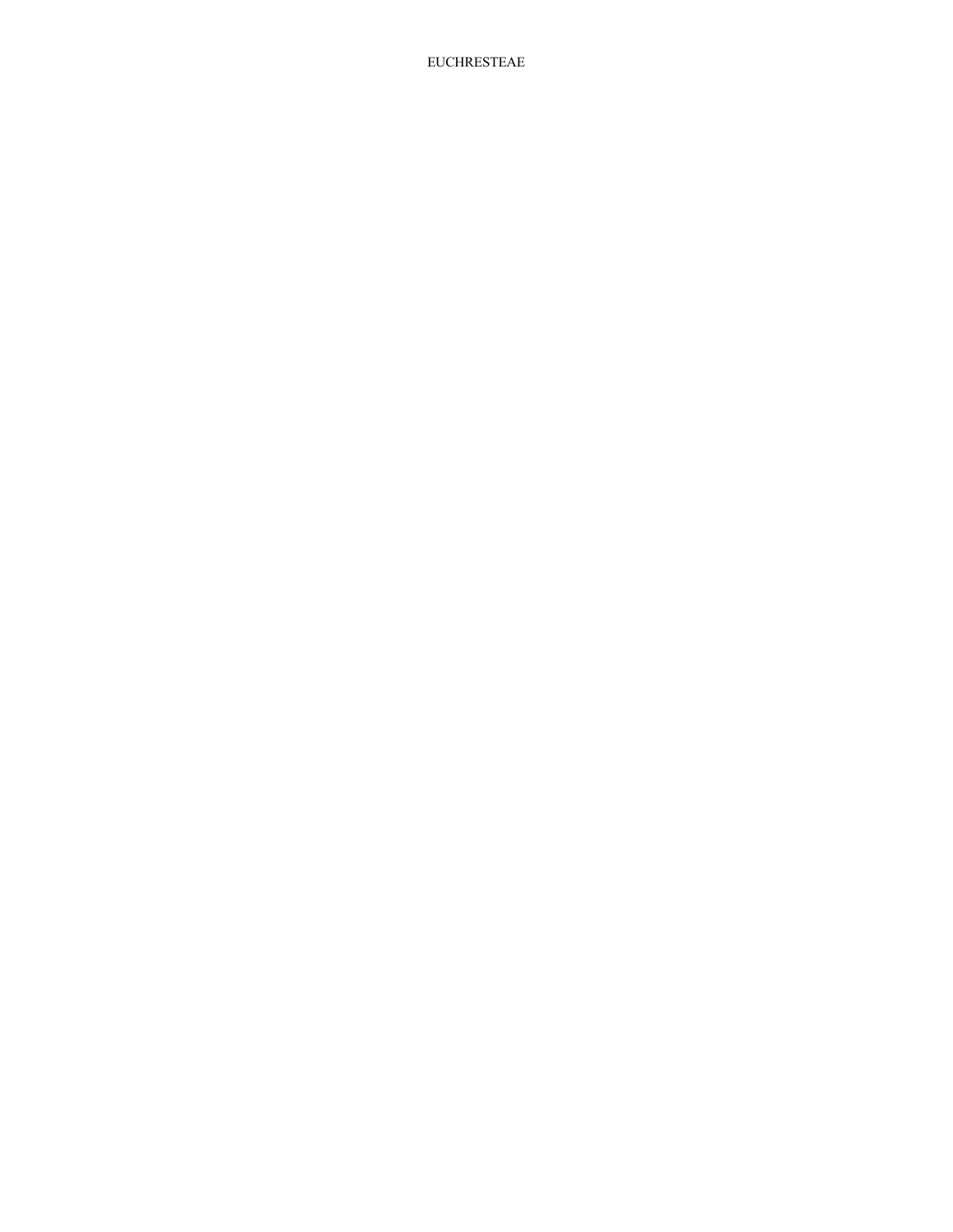EUCHRESTEAE